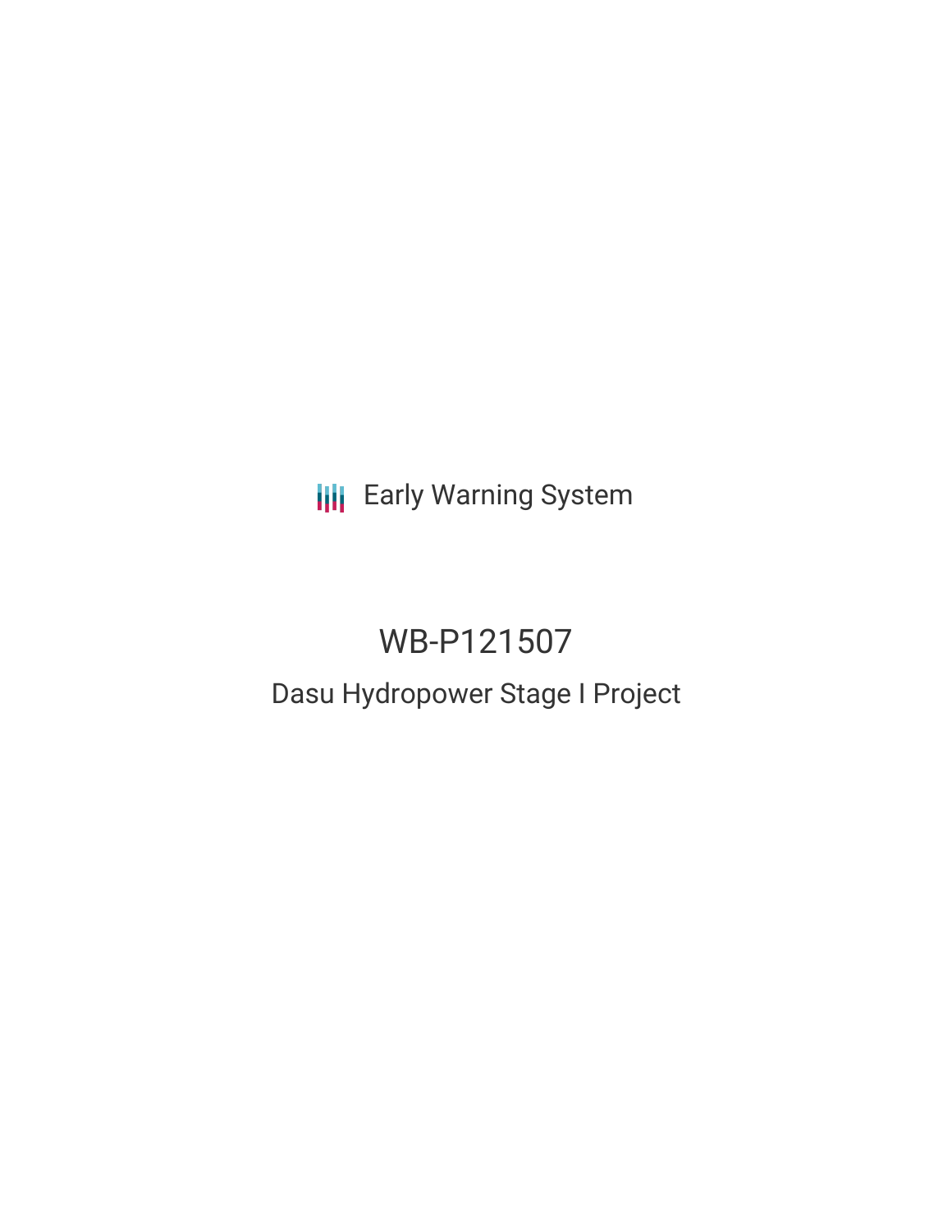Early Warning System

# WB-P121507

## Dasu Hydropower Stage I Project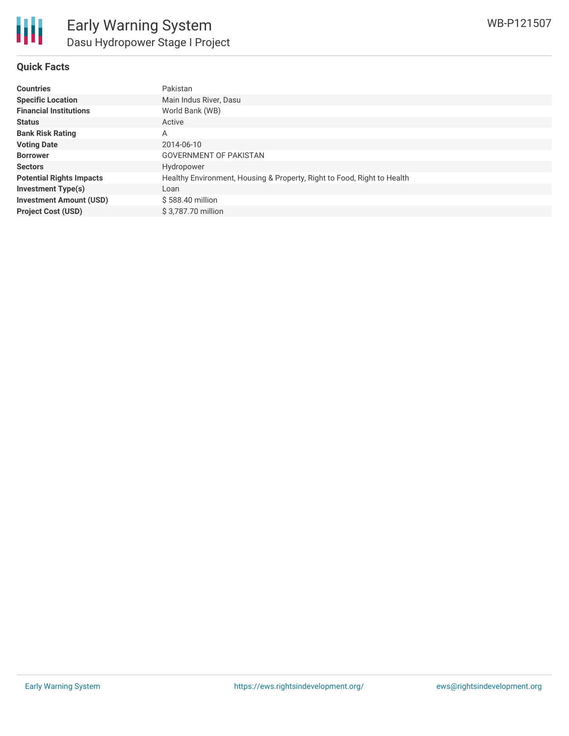## Quick Facts

| | |
|---|---|
| **Countries** | Pakistan |
| **Specific Location** | Main Indus River, Dasu |
| **Financial Institutions** | World Bank (WB) |
| **Status** | Active |
| **Bank Risk Rating** | A |
| **Voting Date** | 2014-06-10 |
| **Borrower** | GOVERNMENT OF PAKISTAN |
| **Sectors** | Hydropower |
| **Potential Rights Impacts** | Healthy Environment, Housing & Property, Right to Food, Right to Health |
| **Investment Type(s)** | Loan |
| **Investment Amount (USD)** | $ 588.40 million |
| **Project Cost (USD)** | $ 3,787.70 million |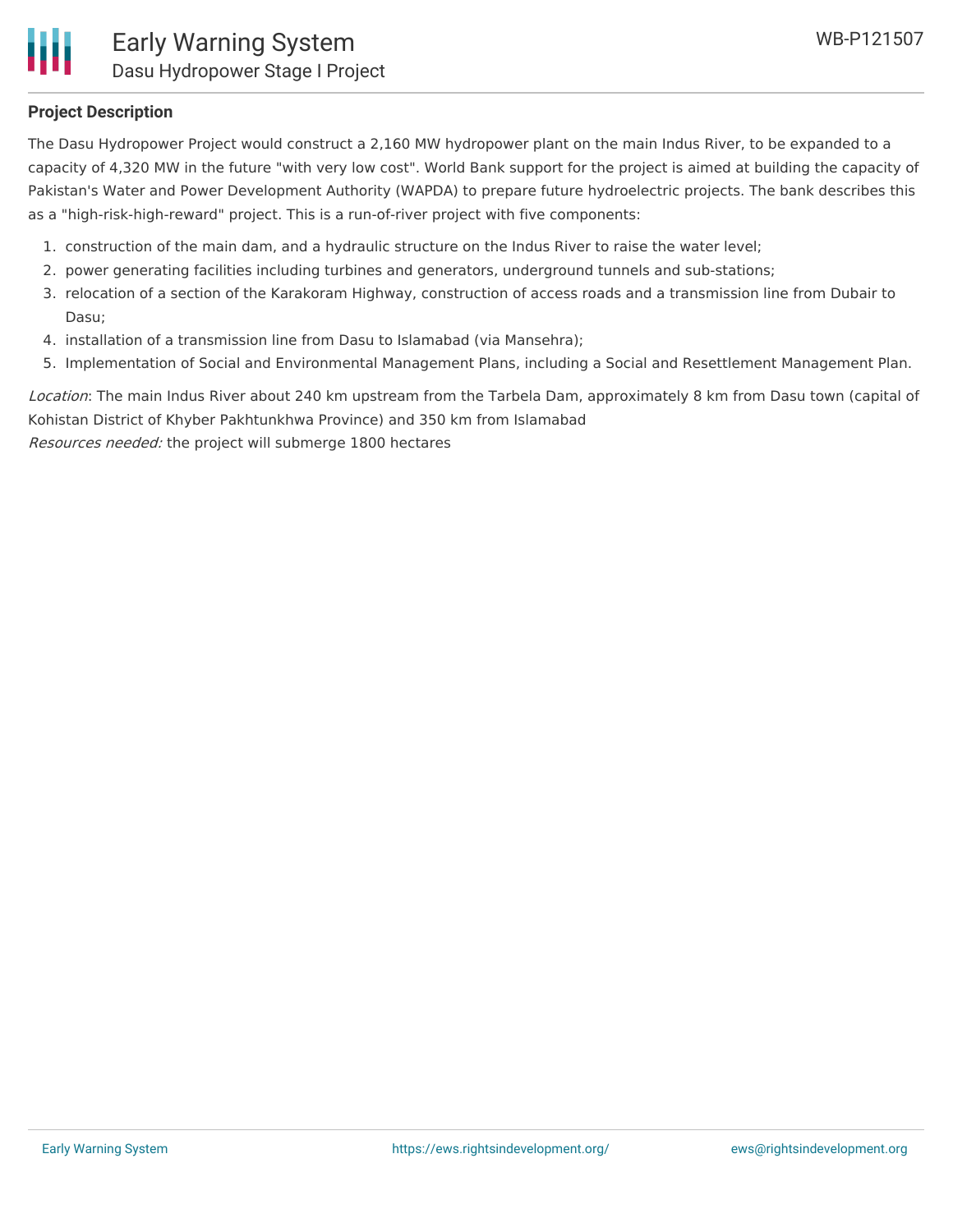## Project Description

The Dasu Hydropower Project would construct a 2,160 MW hydropower plant on the main Indus River, to be expanded to a capacity of 4,320 MW in the future "with very low cost". World Bank support for the project is aimed at building the capacity of Pakistan's Water and Power Development Authority (WAPDA) to prepare future hydroelectric projects. The bank describes this as a "high-risk-high-reward" project. This is a run-of-river project with five components:

1. construction of the main dam, and a hydraulic structure on the Indus River to raise the water level;
2. power generating facilities including turbines and generators, underground tunnels and sub-stations;
3. relocation of a section of the Karakoram Highway, construction of access roads and a transmission line from Dubair to Dasu;
4. installation of a transmission line from Dasu to Islamabad (via Mansehra);
5. Implementation of Social and Environmental Management Plans, including a Social and Resettlement Management Plan.

*Location*: The main Indus River about 240 km upstream from the Tarbela Dam, approximately 8 km from Dasu town (capital of Kohistan District of Khyber Pakhtunkhwa Province) and 350 km from Islamabad
*Resources needed:* the project will submerge 1800 hectares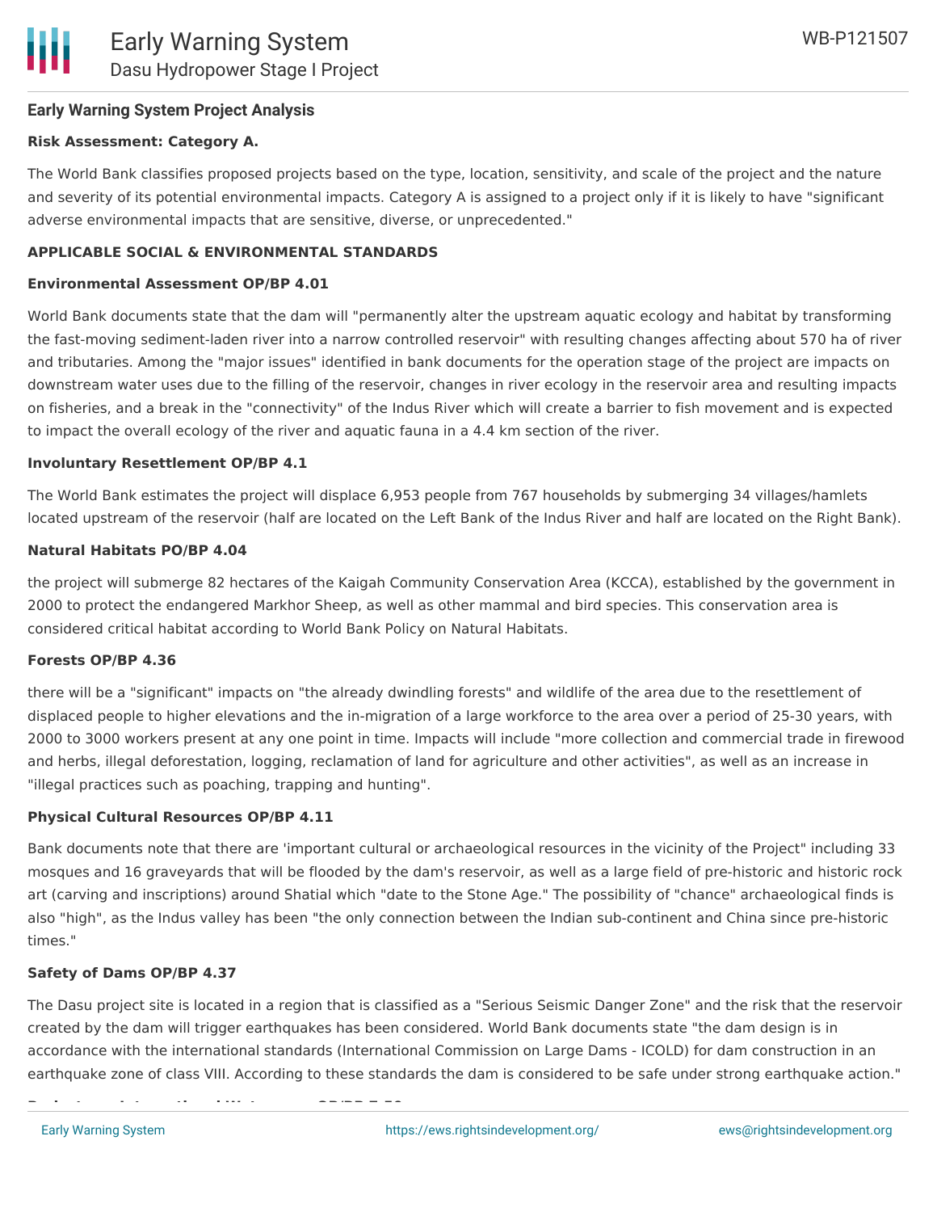**Early Warning System Project Analysis**

**Risk Assessment: Category A.**

The World Bank classifies proposed projects based on the type, location, sensitivity, and scale of the project and the nature and severity of its potential environmental impacts. Category A is assigned to a project only if it is likely to have "significant adverse environmental impacts that are sensitive, diverse, or unprecedented."

**APPLICABLE SOCIAL & ENVIRONMENTAL STANDARDS**

**Environmental Assessment OP/BP 4.01**

World Bank documents state that the dam will "permanently alter the upstream aquatic ecology and habitat by transforming the fast-moving sediment-laden river into a narrow controlled reservoir" with resulting changes affecting about 570 ha of river and tributaries. Among the "major issues" identified in bank documents for the operation stage of the project are impacts on downstream water uses due to the filling of the reservoir, changes in river ecology in the reservoir area and resulting impacts on fisheries, and a break in the "connectivity" of the Indus River which will create a barrier to fish movement and is expected to impact the overall ecology of the river and aquatic fauna in a 4.4 km section of the river.

**Involuntary Resettlement OP/BP 4.1**

The World Bank estimates the project will displace 6,953 people from 767 households by submerging 34 villages/hamlets located upstream of the reservoir (half are located on the Left Bank of the Indus River and half are located on the Right Bank).

**Natural Habitats PO/BP 4.04**

the project will submerge 82 hectares of the Kaigah Community Conservation Area (KCCA), established by the government in 2000 to protect the endangered Markhor Sheep, as well as other mammal and bird species. This conservation area is considered critical habitat according to World Bank Policy on Natural Habitats.

**Forests OP/BP 4.36**

there will be a "significant" impacts on "the already dwindling forests" and wildlife of the area due to the resettlement of displaced people to higher elevations and the in-migration of a large workforce to the area over a period of 25-30 years, with 2000 to 3000 workers present at any one point in time. Impacts will include "more collection and commercial trade in firewood and herbs, illegal deforestation, logging, reclamation of land for agriculture and other activities", as well as an increase in "illegal practices such as poaching, trapping and hunting".

**Physical Cultural Resources OP/BP 4.11**

Bank documents note that there are 'important cultural or archaeological resources in the vicinity of the Project" including 33 mosques and 16 graveyards that will be flooded by the dam's reservoir, as well as a large field of pre-historic and historic rock art (carving and inscriptions) around Shatial which "date to the Stone Age." The possibility of "chance" archaeological finds is also "high", as the Indus valley has been "the only connection between the Indian sub-continent and China since pre-historic times."

**Safety of Dams OP/BP 4.37**

The Dasu project site is located in a region that is classified as a "Serious Seismic Danger Zone" and the risk that the reservoir created by the dam will trigger earthquakes has been considered. World Bank documents state "the dam design is in accordance with the international standards (International Commission on Large Dams - ICOLD) for dam construction in an earthquake zone of class VIII. According to these standards the dam is considered to be safe under strong earthquake action."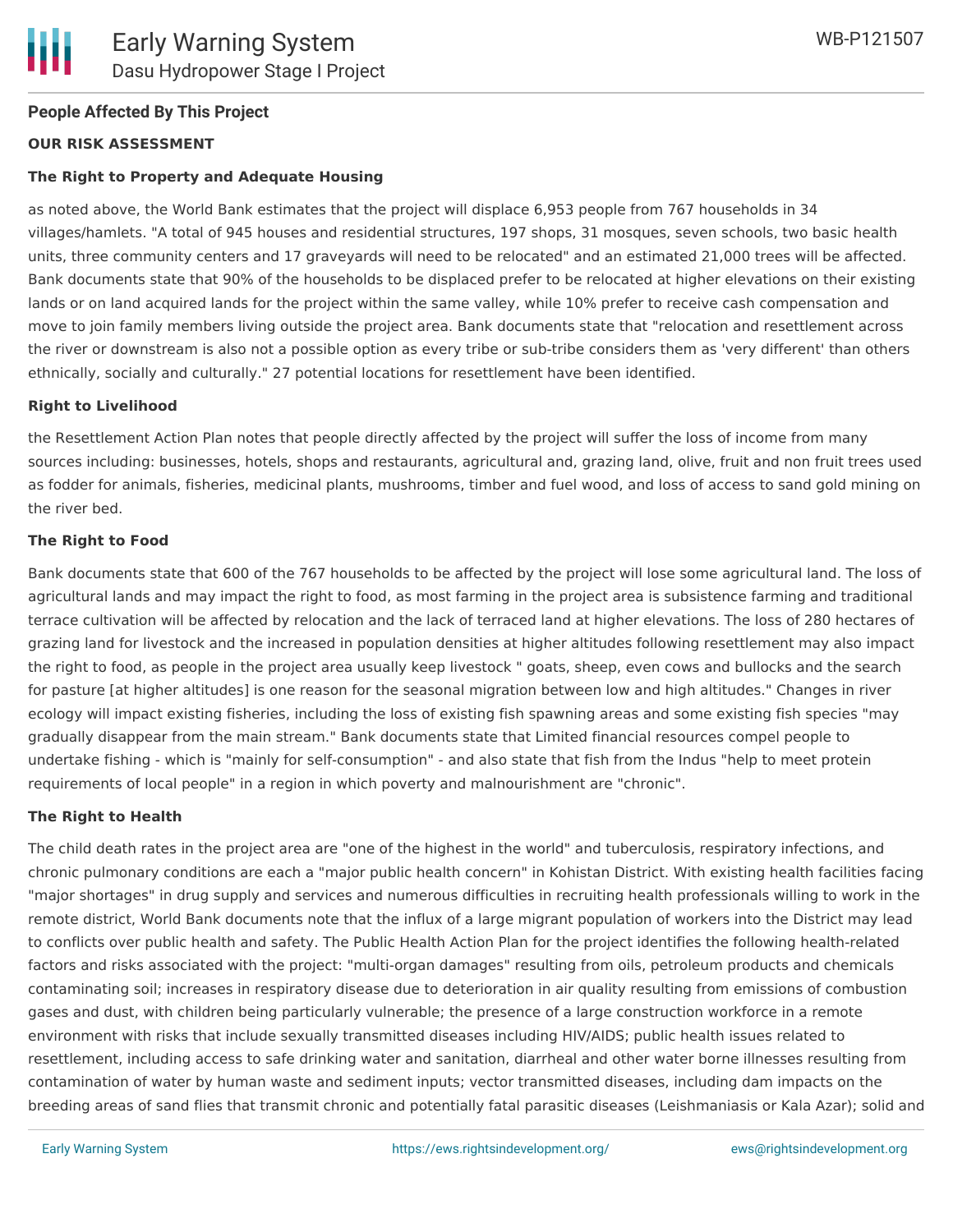**People Affected By This Project**

**OUR RISK ASSESSMENT**

**The Right to Property and Adequate Housing**

as noted above, the World Bank estimates that the project will displace 6,953 people from 767 households in 34 villages/hamlets. "A total of 945 houses and residential structures, 197 shops, 31 mosques, seven schools, two basic health units, three community centers and 17 graveyards will need to be relocated" and an estimated 21,000 trees will be affected. Bank documents state that 90% of the households to be displaced prefer to be relocated at higher elevations on their existing lands or on land acquired lands for the project within the same valley, while 10% prefer to receive cash compensation and move to join family members living outside the project area. Bank documents state that "relocation and resettlement across the river or downstream is also not a possible option as every tribe or sub-tribe considers them as 'very different' than others ethnically, socially and culturally." 27 potential locations for resettlement have been identified.

**Right to Livelihood**

the Resettlement Action Plan notes that people directly affected by the project will suffer the loss of income from many sources including: businesses, hotels, shops and restaurants, agricultural and, grazing land, olive, fruit and non fruit trees used as fodder for animals, fisheries, medicinal plants, mushrooms, timber and fuel wood, and loss of access to sand gold mining on the river bed.

**The Right to Food**

Bank documents state that 600 of the 767 households to be affected by the project will lose some agricultural land. The loss of agricultural lands and may impact the right to food, as most farming in the project area is subsistence farming and traditional terrace cultivation will be affected by relocation and the lack of terraced land at higher elevations. The loss of 280 hectares of grazing land for livestock and the increased in population densities at higher altitudes following resettlement may also impact the right to food, as people in the project area usually keep livestock " goats, sheep, even cows and bullocks and the search for pasture [at higher altitudes] is one reason for the seasonal migration between low and high altitudes." Changes in river ecology will impact existing fisheries, including the loss of existing fish spawning areas and some existing fish species "may gradually disappear from the main stream." Bank documents state that Limited financial resources compel people to undertake fishing - which is "mainly for self-consumption" - and also state that fish from the Indus "help to meet protein requirements of local people" in a region in which poverty and malnourishment are "chronic".

**The Right to Health**

The child death rates in the project area are "one of the highest in the world" and tuberculosis, respiratory infections, and chronic pulmonary conditions are each a "major public health concern" in Kohistan District. With existing health facilities facing "major shortages" in drug supply and services and numerous difficulties in recruiting health professionals willing to work in the remote district, World Bank documents note that the influx of a large migrant population of workers into the District may lead to conflicts over public health and safety. The Public Health Action Plan for the project identifies the following health-related factors and risks associated with the project: "multi-organ damages" resulting from oils, petroleum products and chemicals contaminating soil; increases in respiratory disease due to deterioration in air quality resulting from emissions of combustion gases and dust, with children being particularly vulnerable; the presence of a large construction workforce in a remote environment with risks that include sexually transmitted diseases including HIV/AIDS; public health issues related to resettlement, including access to safe drinking water and sanitation, diarrheal and other water borne illnesses resulting from contamination of water by human waste and sediment inputs; vector transmitted diseases, including dam impacts on the breeding areas of sand flies that transmit chronic and potentially fatal parasitic diseases (Leishmaniasis or Kala Azar); solid and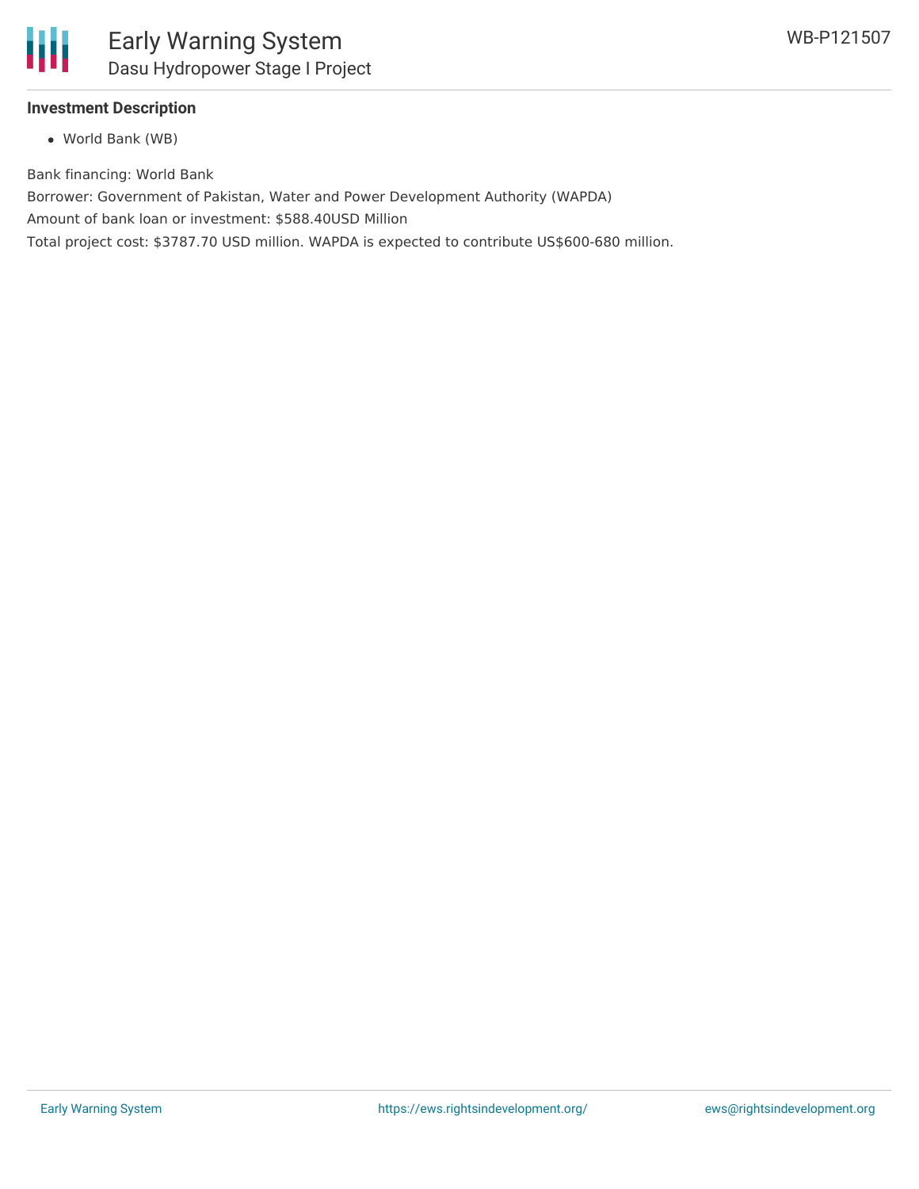### Investment Description

- World Bank (WB)

Bank financing: World Bank

Borrower: Government of Pakistan, Water and Power Development Authority (WAPDA)

Amount of bank loan or investment: $588.40USD Million

Total project cost: $3787.70 USD million. WAPDA is expected to contribute US$600-680 million.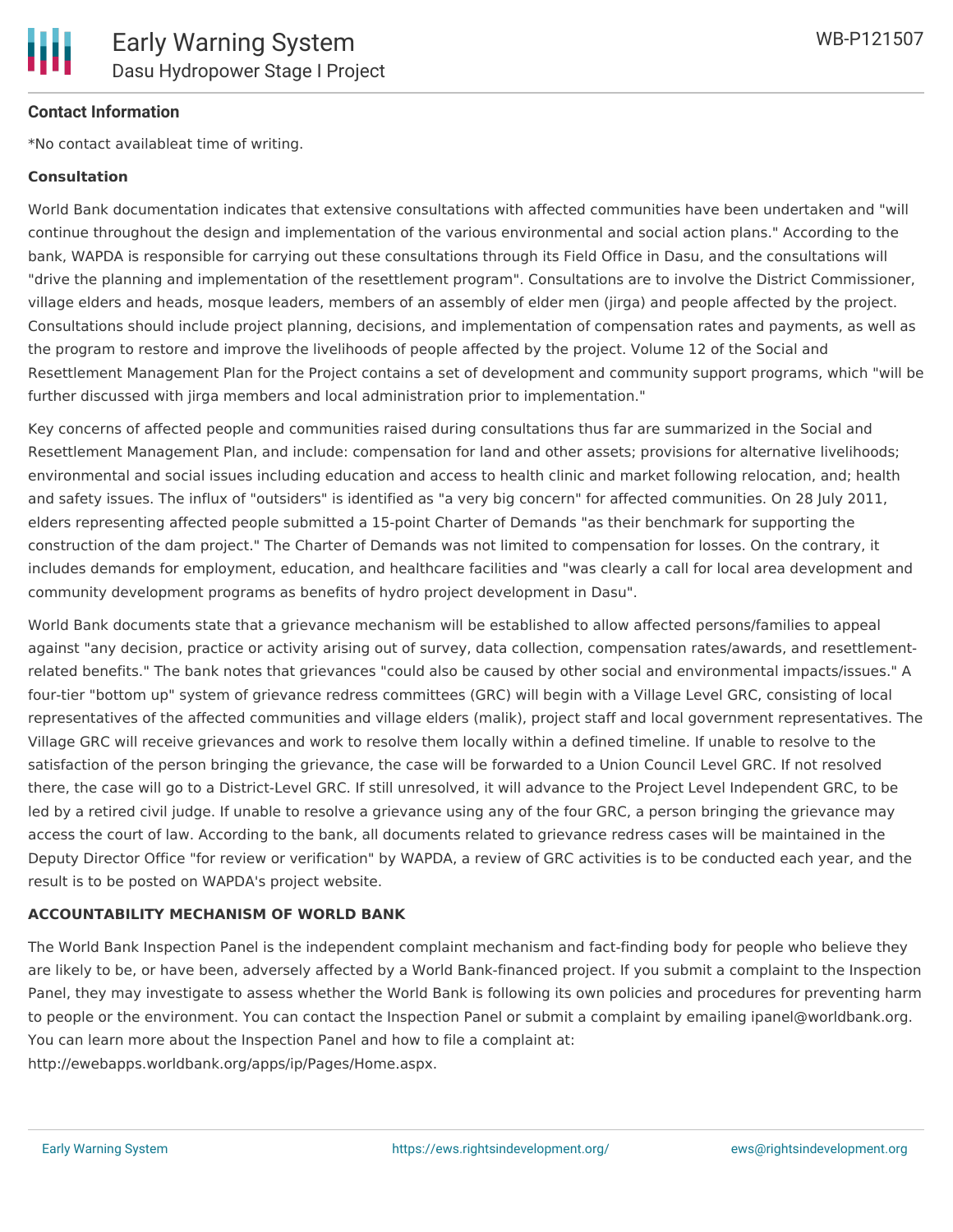**Contact Information**

*No contact availableat time of writing.

**Consultation**

World Bank documentation indicates that extensive consultations with affected communities have been undertaken and "will continue throughout the design and implementation of the various environmental and social action plans." According to the bank, WAPDA is responsible for carrying out these consultations through its Field Office in Dasu, and the consultations will "drive the planning and implementation of the resettlement program". Consultations are to involve the District Commissioner, village elders and heads, mosque leaders, members of an assembly of elder men (jirga) and people affected by the project. Consultations should include project planning, decisions, and implementation of compensation rates and payments, as well as the program to restore and improve the livelihoods of people affected by the project. Volume 12 of the Social and Resettlement Management Plan for the Project contains a set of development and community support programs, which "will be further discussed with jirga members and local administration prior to implementation."

Key concerns of affected people and communities raised during consultations thus far are summarized in the Social and Resettlement Management Plan, and include: compensation for land and other assets; provisions for alternative livelihoods; environmental and social issues including education and access to health clinic and market following relocation, and; health and safety issues. The influx of "outsiders" is identified as "a very big concern" for affected communities. On 28 July 2011, elders representing affected people submitted a 15-point Charter of Demands "as their benchmark for supporting the construction of the dam project." The Charter of Demands was not limited to compensation for losses. On the contrary, it includes demands for employment, education, and healthcare facilities and "was clearly a call for local area development and community development programs as benefits of hydro project development in Dasu".

World Bank documents state that a grievance mechanism will be established to allow affected persons/families to appeal against "any decision, practice or activity arising out of survey, data collection, compensation rates/awards, and resettlement-related benefits." The bank notes that grievances "could also be caused by other social and environmental impacts/issues." A four-tier "bottom up" system of grievance redress committees (GRC) will begin with a Village Level GRC, consisting of local representatives of the affected communities and village elders (malik), project staff and local government representatives. The Village GRC will receive grievances and work to resolve them locally within a defined timeline. If unable to resolve to the satisfaction of the person bringing the grievance, the case will be forwarded to a Union Council Level GRC. If not resolved there, the case will go to a District-Level GRC. If still unresolved, it will advance to the Project Level Independent GRC, to be led by a retired civil judge. If unable to resolve a grievance using any of the four GRC, a person bringing the grievance may access the court of law. According to the bank, all documents related to grievance redress cases will be maintained in the Deputy Director Office "for review or verification" by WAPDA, a review of GRC activities is to be conducted each year, and the result is to be posted on WAPDA's project website.

**ACCOUNTABILITY MECHANISM OF WORLD BANK**

The World Bank Inspection Panel is the independent complaint mechanism and fact-finding body for people who believe they are likely to be, or have been, adversely affected by a World Bank-financed project. If you submit a complaint to the Inspection Panel, they may investigate to assess whether the World Bank is following its own policies and procedures for preventing harm to people or the environment. You can contact the Inspection Panel or submit a complaint by emailing ipanel@worldbank.org. You can learn more about the Inspection Panel and how to file a complaint at: http://ewebapps.worldbank.org/apps/ip/Pages/Home.aspx.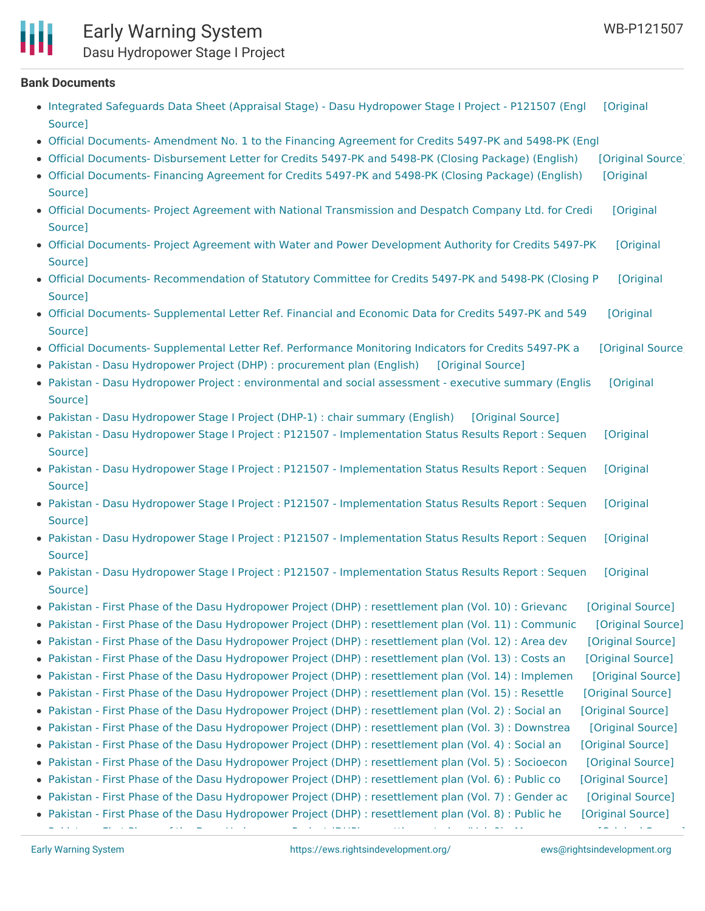**Bank Documents**

- Integrated Safeguards Data Sheet (Appraisal Stage) - Dasu Hydropower Stage I Project - P121507 (Engl [Original Source]
- Official Documents- Amendment No. 1 to the Financing Agreement for Credits 5497-PK and 5498-PK (Engl
- Official Documents- Disbursement Letter for Credits 5497-PK and 5498-PK (Closing Package) (English) [Original Source]
- Official Documents- Financing Agreement for Credits 5497-PK and 5498-PK (Closing Package) (English) [Original Source]
- Official Documents- Project Agreement with National Transmission and Despatch Company Ltd. for Credi [Original Source]
- Official Documents- Project Agreement with Water and Power Development Authority for Credits 5497-PK [Original Source]
- Official Documents- Recommendation of Statutory Committee for Credits 5497-PK and 5498-PK (Closing P [Original Source]
- Official Documents- Supplemental Letter Ref. Financial and Economic Data for Credits 5497-PK and 549 [Original Source]
- Official Documents- Supplemental Letter Ref. Performance Monitoring Indicators for Credits 5497-PK a [Original Source]
- Pakistan - Dasu Hydropower Project (DHP) : procurement plan (English) [Original Source]
- Pakistan - Dasu Hydropower Project : environmental and social assessment - executive summary (Englis [Original Source]
- Pakistan - Dasu Hydropower Stage I Project (DHP-1) : chair summary (English) [Original Source]
- Pakistan - Dasu Hydropower Stage I Project : P121507 - Implementation Status Results Report : Sequen [Original Source]
- Pakistan - Dasu Hydropower Stage I Project : P121507 - Implementation Status Results Report : Sequen [Original Source]
- Pakistan - Dasu Hydropower Stage I Project : P121507 - Implementation Status Results Report : Sequen [Original Source]
- Pakistan - Dasu Hydropower Stage I Project : P121507 - Implementation Status Results Report : Sequen [Original Source]
- Pakistan - Dasu Hydropower Stage I Project : P121507 - Implementation Status Results Report : Sequen [Original Source]
- Pakistan - First Phase of the Dasu Hydropower Project (DHP) : resettlement plan (Vol. 10) : Grievanc [Original Source]
- Pakistan - First Phase of the Dasu Hydropower Project (DHP) : resettlement plan (Vol. 11) : Communic [Original Source]
- Pakistan - First Phase of the Dasu Hydropower Project (DHP) : resettlement plan (Vol. 12) : Area dev [Original Source]
- Pakistan - First Phase of the Dasu Hydropower Project (DHP) : resettlement plan (Vol. 13) : Costs an [Original Source]
- Pakistan - First Phase of the Dasu Hydropower Project (DHP) : resettlement plan (Vol. 14) : Implemen [Original Source]
- Pakistan - First Phase of the Dasu Hydropower Project (DHP) : resettlement plan (Vol. 15) : Resettle [Original Source]
- Pakistan - First Phase of the Dasu Hydropower Project (DHP) : resettlement plan (Vol. 2) : Social an [Original Source]
- Pakistan - First Phase of the Dasu Hydropower Project (DHP) : resettlement plan (Vol. 3) : Downstrea [Original Source]
- Pakistan - First Phase of the Dasu Hydropower Project (DHP) : resettlement plan (Vol. 4) : Social an [Original Source]
- Pakistan - First Phase of the Dasu Hydropower Project (DHP) : resettlement plan (Vol. 5) : Socioecon [Original Source]
- Pakistan - First Phase of the Dasu Hydropower Project (DHP) : resettlement plan (Vol. 6) : Public co [Original Source]
- Pakistan - First Phase of the Dasu Hydropower Project (DHP) : resettlement plan (Vol. 7) : Gender ac [Original Source]
- Pakistan - First Phase of the Dasu Hydropower Project (DHP) : resettlement plan (Vol. 8) : Public he [Original Source]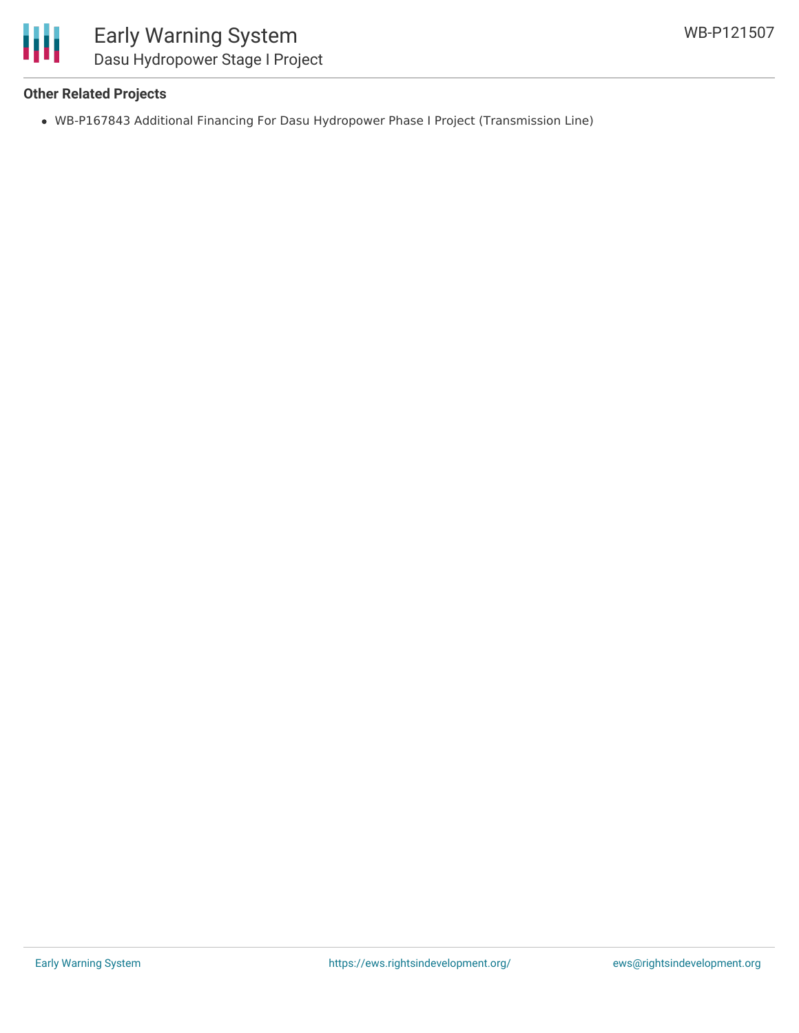### Other Related Projects

- WB-P167843 Additional Financing For Dasu Hydropower Phase I Project (Transmission Line)